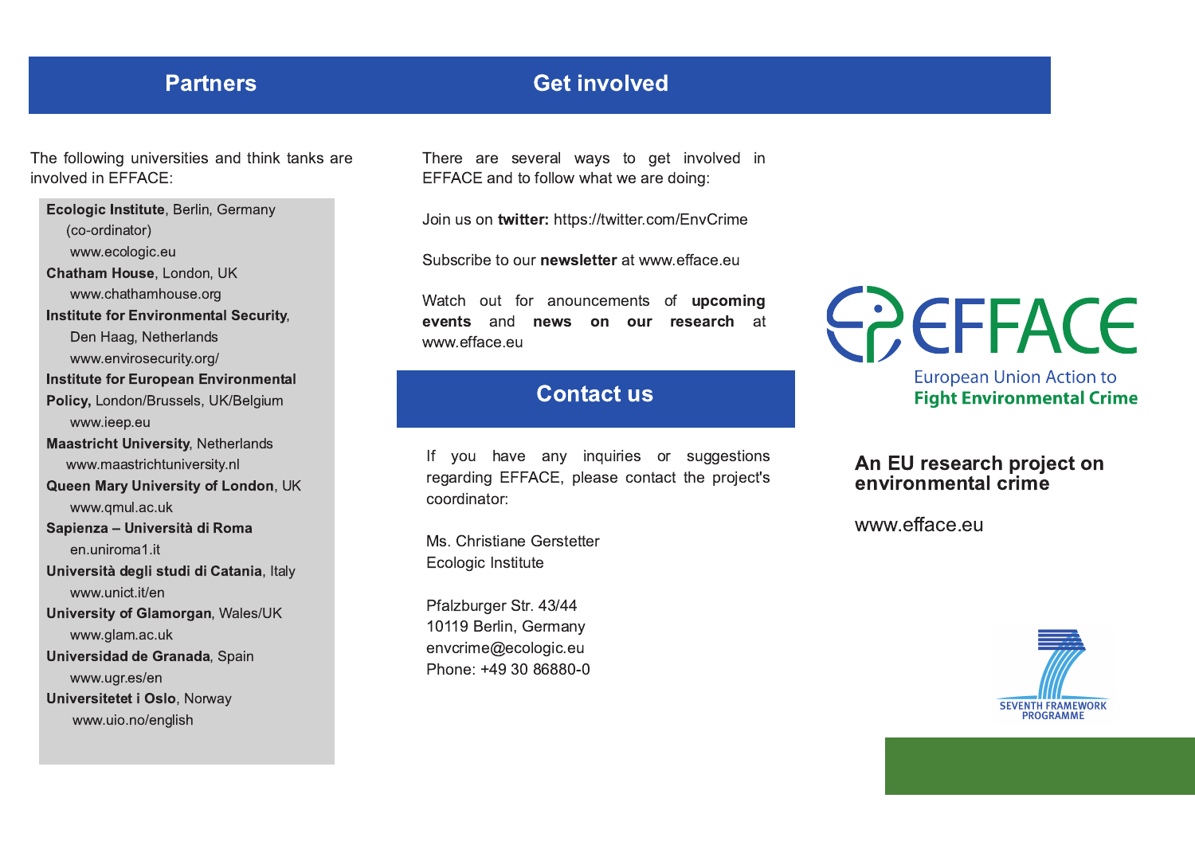## Partners

The following universities and think tanks are involved in EFFACE:

**Ecologic Institute**, Berlin, Germany (co-ordinator)
www.ecologic.eu

**Chatham House**, London, UK
www.chathamhouse.org

**Institute for Environmental Security**, Den Haag, Netherlands
www.envirosecurity.org/

**Institute for European Environmental Policy,** London/Brussels, UK/Belgium
www.ieep.eu

**Maastricht University**, Netherlands
www.maastrichtuniversity.nl

**Queen Mary University of London**, UK
www.qmul.ac.uk

**Sapienza – Università di Roma**
en.uniroma1.it

**Università degli studi di Catania**, Italy
www.unict.it/en

**University of Glamorgan**, Wales/UK
www.glam.ac.uk

**Universidad de Granada**, Spain
www.ugr.es/en

**Universitetet i Oslo**, Norway
www.uio.no/english

## Get involved

There are several ways to get involved in EFFACE and to follow what we are doing:

Join us on **twitter:** https://twitter.com/EnvCrime

Subscribe to our **newsletter** at www.efface.eu

Watch out for anouncements of **upcoming events** and **news on our research** at www.efface.eu

## Contact us

If you have any inquiries or suggestions regarding EFFACE, please contact the project's coordinator:

Ms. Christiane Gerstetter
Ecologic Institute

Pfalzburger Str. 43/44
10119 Berlin, Germany
envcrime@ecologic.eu
Phone: +49 30 86880-0

EFFACE

European Union Action to
**Fight Environmental Crime**

**An EU research project on environmental crime**

www.efface.eu

SEVENTH FRAMEWORK PROGRAMME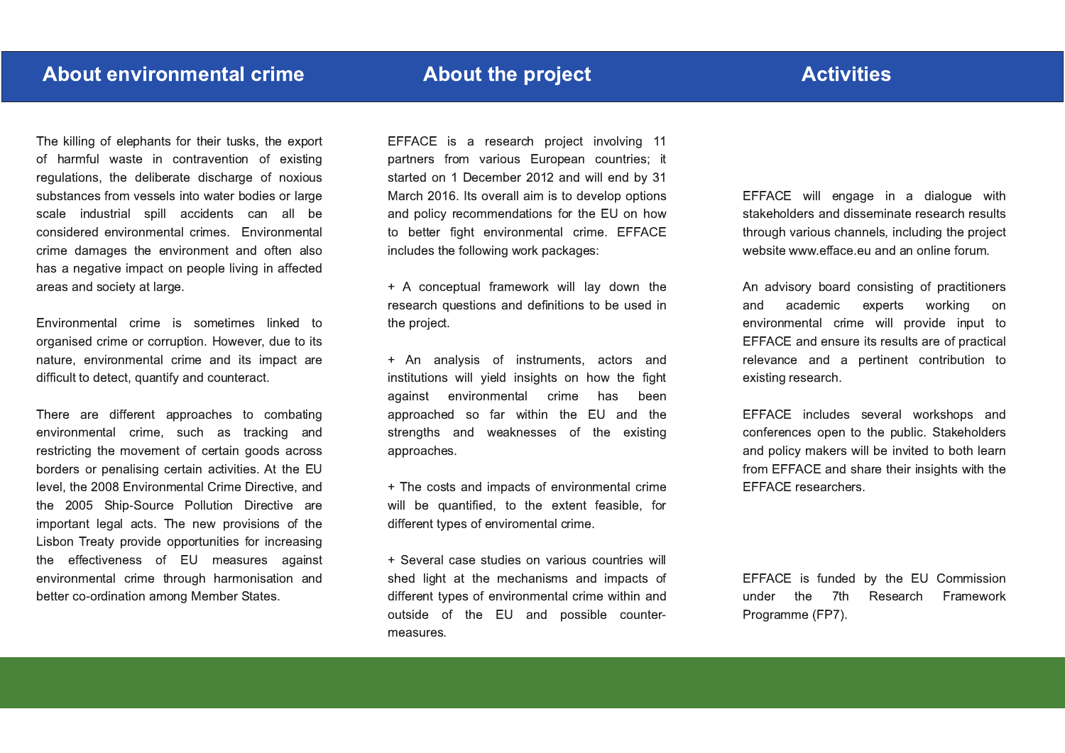## About environmental crime

The killing of elephants for their tusks, the export of harmful waste in contravention of existing regulations, the deliberate discharge of noxious substances from vessels into water bodies or large scale industrial spill accidents can all be considered environmental crimes. Environmental crime damages the environment and often also has a negative impact on people living in affected areas and society at large.

Environmental crime is sometimes linked to organised crime or corruption. However, due to its nature, environmental crime and its impact are difficult to detect, quantify and counteract.

There are different approaches to combating environmental crime, such as tracking and restricting the movement of certain goods across borders or penalising certain activities. At the EU level, the 2008 Environmental Crime Directive, and the 2005 Ship-Source Pollution Directive are important legal acts. The new provisions of the Lisbon Treaty provide opportunities for increasing the effectiveness of EU measures against environmental crime through harmonisation and better co-ordination among Member States.

## About the project

EFFACE is a research project involving 11 partners from various European countries; it started on 1 December 2012 and will end by 31 March 2016. Its overall aim is to develop options and policy recommendations for the EU on how to better fight environmental crime. EFFACE includes the following work packages:

+ A conceptual framework will lay down the research questions and definitions to be used in the project.

+ An analysis of instruments, actors and institutions will yield insights on how the fight against environmental crime has been approached so far within the EU and the strengths and weaknesses of the existing approaches.

+ The costs and impacts of environmental crime will be quantified, to the extent feasible, for different types of enviromental crime.

+ Several case studies on various countries will shed light at the mechanisms and impacts of different types of environmental crime within and outside of the EU and possible counter-measures.

## Activities

EFFACE will engage in a dialogue with stakeholders and disseminate research results through various channels, including the project website www.efface.eu and an online forum.

An advisory board consisting of practitioners and academic experts working on environmental crime will provide input to EFFACE and ensure its results are of practical relevance and a pertinent contribution to existing research.

EFFACE includes several workshops and conferences open to the public. Stakeholders and policy makers will be invited to both learn from EFFACE and share their insights with the EFFACE researchers.

EFFACE is funded by the EU Commission under the 7th Research Framework Programme (FP7).